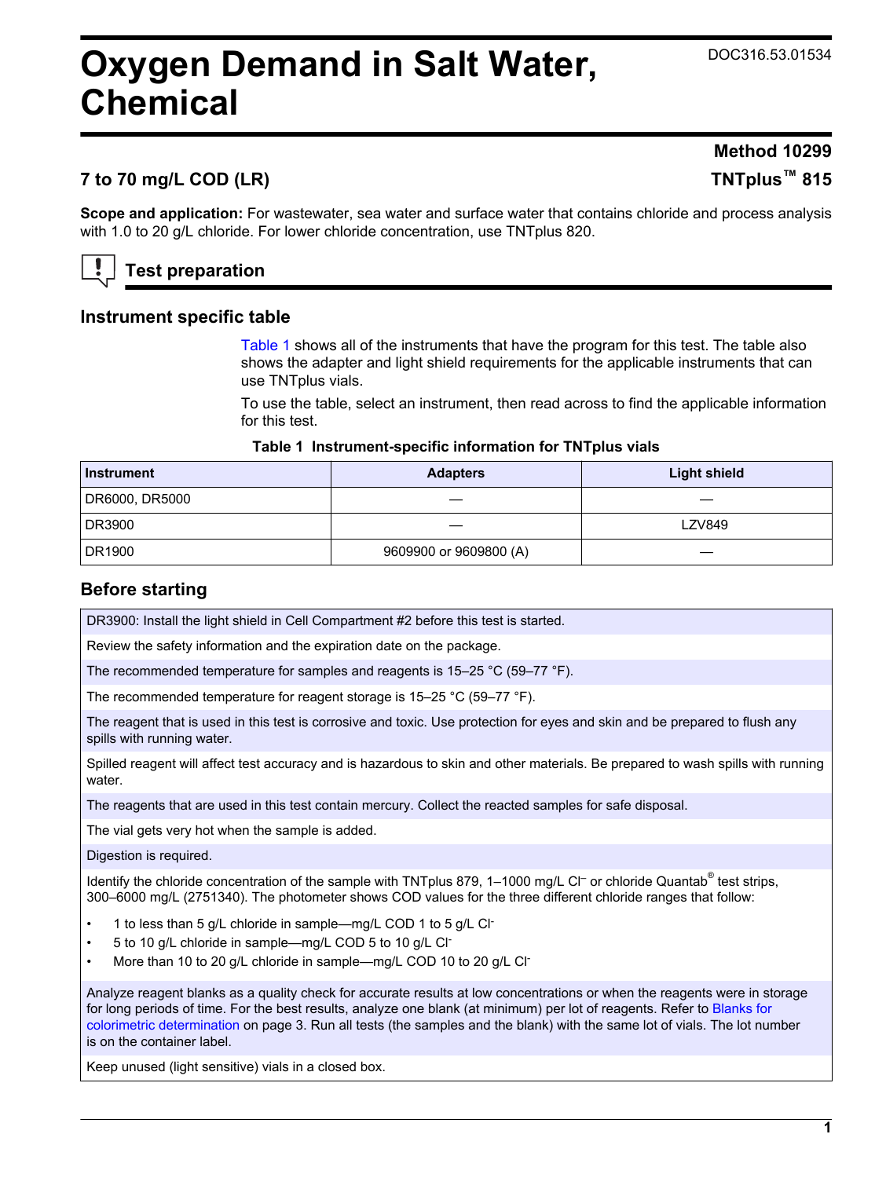DOC316.53.01534

# Oxygen Demand in Salt Water, Chemical

## 7 to 70 mg/L COD (LR)

**Method 10299**

**TNTplus™ 815**

**Scope and application:** For wastewater, sea water and surface water that contains chloride and process analysis with 1.0 to 20 g/L chloride. For lower chloride concentration, use TNTplus 820.

## Test preparation

### Instrument specific table

Table 1 shows all of the instruments that have the program for this test. The table also shows the adapter and light shield requirements for the applicable instruments that can use TNTplus vials.

To use the table, select an instrument, then read across to find the applicable information for this test.

**Table 1 Instrument-specific information for TNTplus vials**

| Instrument | Adapters | Light shield |
|---|---|---|
| DR6000, DR5000 | — | — |
| DR3900 | — | LZV849 |
| DR1900 | 9609900 or 9609800 (A) | — |

### Before starting

DR3900: Install the light shield in Cell Compartment #2 before this test is started.

Review the safety information and the expiration date on the package.

The recommended temperature for samples and reagents is 15–25 °C (59–77 °F).

The recommended temperature for reagent storage is 15–25 °C (59–77 °F).

The reagent that is used in this test is corrosive and toxic. Use protection for eyes and skin and be prepared to flush any spills with running water.

Spilled reagent will affect test accuracy and is hazardous to skin and other materials. Be prepared to wash spills with running water.

The reagents that are used in this test contain mercury. Collect the reacted samples for safe disposal.

The vial gets very hot when the sample is added.

Digestion is required.

Identify the chloride concentration of the sample with TNTplus 879, 1–1000 mg/L $Cl^-$ or chloride Quantab® test strips, 300–6000 mg/L (2751340). The photometer shows COD values for the three different chloride ranges that follow:

- 1 to less than 5 g/L chloride in sample—mg/L COD 1 to 5 g/L $Cl^-$
- 5 to 10 g/L chloride in sample—mg/L COD 5 to 10 g/L $Cl^-$
- More than 10 to 20 g/L chloride in sample—mg/L COD 10 to 20 g/L $Cl^-$

Analyze reagent blanks as a quality check for accurate results at low concentrations or when the reagents were in storage for long periods of time. For the best results, analyze one blank (at minimum) per lot of reagents. Refer to Blanks for colorimetric determination on page 3. Run all tests (the samples and the blank) with the same lot of vials. The lot number is on the container label.

Keep unused (light sensitive) vials in a closed box.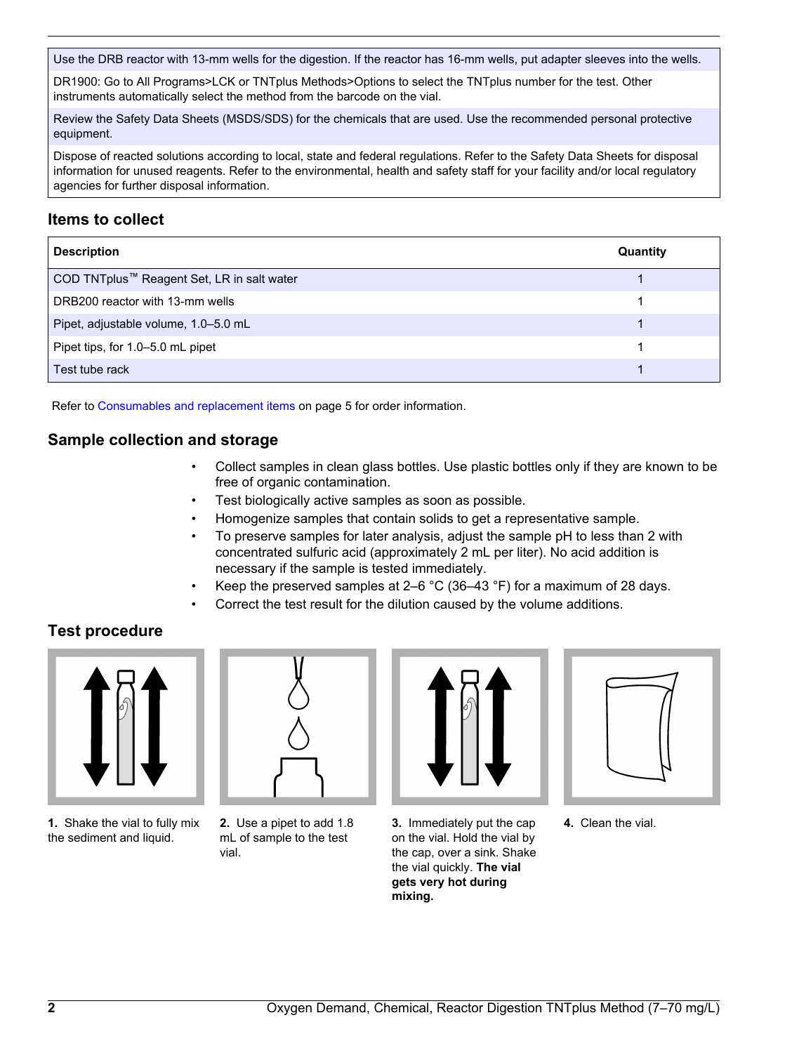| |
|---|
| Use the DRB reactor with 13-mm wells for the digestion. If the reactor has 16-mm wells, put adapter sleeves into the wells. |
| DR1900: Go to All Programs>LCK or TNTplus Methods>Options to select the TNTplus number for the test. Other instruments automatically select the method from the barcode on the vial. |
| Review the Safety Data Sheets (MSDS/SDS) for the chemicals that are used. Use the recommended personal protective equipment. |
| Dispose of reacted solutions according to local, state and federal regulations. Refer to the Safety Data Sheets for disposal information for unused reagents. Refer to the environmental, health and safety staff for your facility and/or local regulatory agencies for further disposal information. |

## Items to collect

| Description | Quantity |
|---|---|
| COD TNTplus™ Reagent Set, LR in salt water | 1 |
| DRB200 reactor with 13-mm wells | 1 |
| Pipet, adjustable volume, 1.0–5.0 mL | 1 |
| Pipet tips, for 1.0–5.0 mL pipet | 1 |
| Test tube rack | 1 |

Refer to Consumables and replacement items on page 5 for order information.

## Sample collection and storage

- Collect samples in clean glass bottles. Use plastic bottles only if they are known to be free of organic contamination.
- Test biologically active samples as soon as possible.
- Homogenize samples that contain solids to get a representative sample.
- To preserve samples for later analysis, adjust the sample pH to less than 2 with concentrated sulfuric acid (approximately 2 mL per liter). No acid addition is necessary if the sample is tested immediately.
- Keep the preserved samples at 2–6 °C (36–43 °F) for a maximum of 28 days.
- Correct the test result for the dilution caused by the volume additions.

## Test procedure

**1.** Shake the vial to fully mix the sediment and liquid.

**2.** Use a pipet to add 1.8 mL of sample to the test vial.

**3.** Immediately put the cap on the vial. Hold the vial by the cap, over a sink. Shake the vial quickly. **The vial gets very hot during mixing.**

**4.** Clean the vial.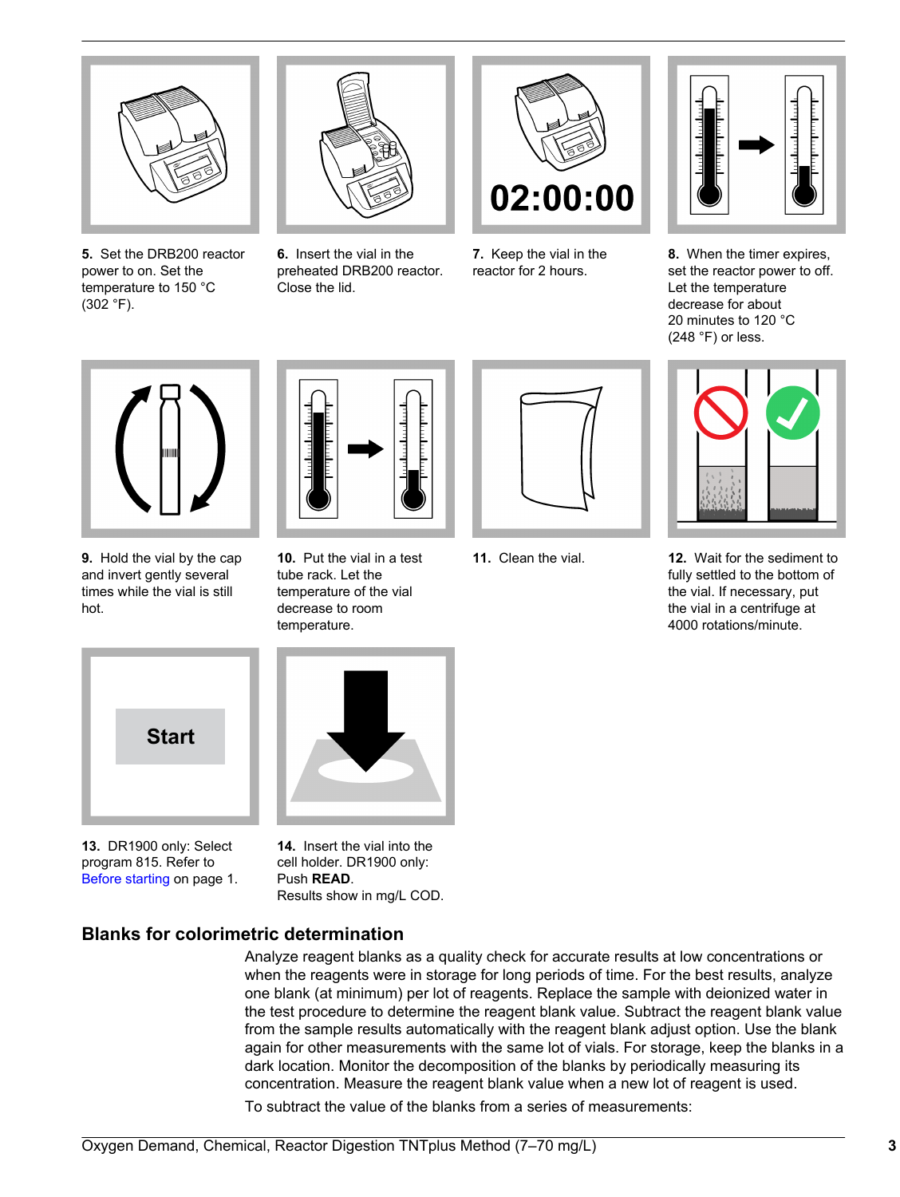5. Set the DRB200 reactor power to on. Set the temperature to 150 °C (302 °F).

6. Insert the vial in the preheated DRB200 reactor. Close the lid.

7. Keep the vial in the reactor for 2 hours.

8. When the timer expires, set the reactor power to off. Let the temperature decrease for about 20 minutes to 120 °C (248 °F) or less.

9. Hold the vial by the cap and invert gently several times while the vial is still hot.

10. Put the vial in a test tube rack. Let the temperature of the vial decrease to room temperature.

11. Clean the vial.

12. Wait for the sediment to fully settled to the bottom of the vial. If necessary, put the vial in a centrifuge at 4000 rotations/minute.

13. DR1900 only: Select program 815. Refer to Before starting on page 1.

14. Insert the vial into the cell holder. DR1900 only: Push **READ**.
Results show in mg/L COD.

## Blanks for colorimetric determination

Analyze reagent blanks as a quality check for accurate results at low concentrations or when the reagents were in storage for long periods of time. For the best results, analyze one blank (at minimum) per lot of reagents. Replace the sample with deionized water in the test procedure to determine the reagent blank value. Subtract the reagent blank value from the sample results automatically with the reagent blank adjust option. Use the blank again for other measurements with the same lot of vials. For storage, keep the blanks in a dark location. Monitor the decomposition of the blanks by periodically measuring its concentration. Measure the reagent blank value when a new lot of reagent is used.

To subtract the value of the blanks from a series of measurements: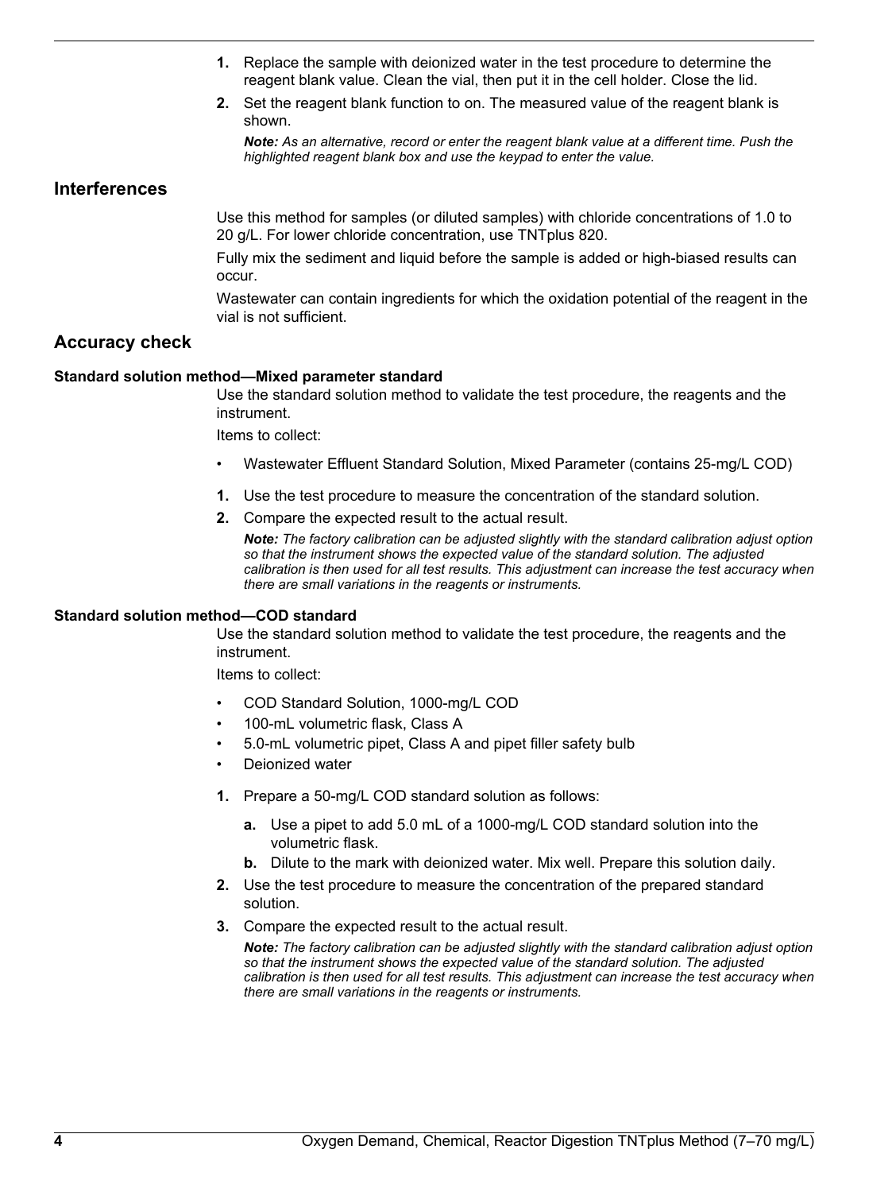1. Replace the sample with deionized water in the test procedure to determine the reagent blank value. Clean the vial, then put it in the cell holder. Close the lid.
2. Set the reagent blank function to on. The measured value of the reagent blank is shown.

   ***Note:*** *As an alternative, record or enter the reagent blank value at a different time. Push the highlighted reagent blank box and use the keypad to enter the value.*

## Interferences

Use this method for samples (or diluted samples) with chloride concentrations of 1.0 to 20 g/L. For lower chloride concentration, use TNTplus 820.

Fully mix the sediment and liquid before the sample is added or high-biased results can occur.

Wastewater can contain ingredients for which the oxidation potential of the reagent in the vial is not sufficient.

## Accuracy check

### Standard solution method—Mixed parameter standard

Use the standard solution method to validate the test procedure, the reagents and the instrument.

Items to collect:

- Wastewater Effluent Standard Solution, Mixed Parameter (contains 25-mg/L COD)

1. Use the test procedure to measure the concentration of the standard solution.
2. Compare the expected result to the actual result.

   ***Note:*** *The factory calibration can be adjusted slightly with the standard calibration adjust option so that the instrument shows the expected value of the standard solution. The adjusted calibration is then used for all test results. This adjustment can increase the test accuracy when there are small variations in the reagents or instruments.*

### Standard solution method—COD standard

Use the standard solution method to validate the test procedure, the reagents and the instrument.

Items to collect:

- COD Standard Solution, 1000-mg/L COD
- 100-mL volumetric flask, Class A
- 5.0-mL volumetric pipet, Class A and pipet filler safety bulb
- Deionized water

1. Prepare a 50-mg/L COD standard solution as follows:
   a. Use a pipet to add 5.0 mL of a 1000-mg/L COD standard solution into the volumetric flask.
   b. Dilute to the mark with deionized water. Mix well. Prepare this solution daily.
2. Use the test procedure to measure the concentration of the prepared standard solution.
3. Compare the expected result to the actual result.

   ***Note:*** *The factory calibration can be adjusted slightly with the standard calibration adjust option so that the instrument shows the expected value of the standard solution. The adjusted calibration is then used for all test results. This adjustment can increase the test accuracy when there are small variations in the reagents or instruments.*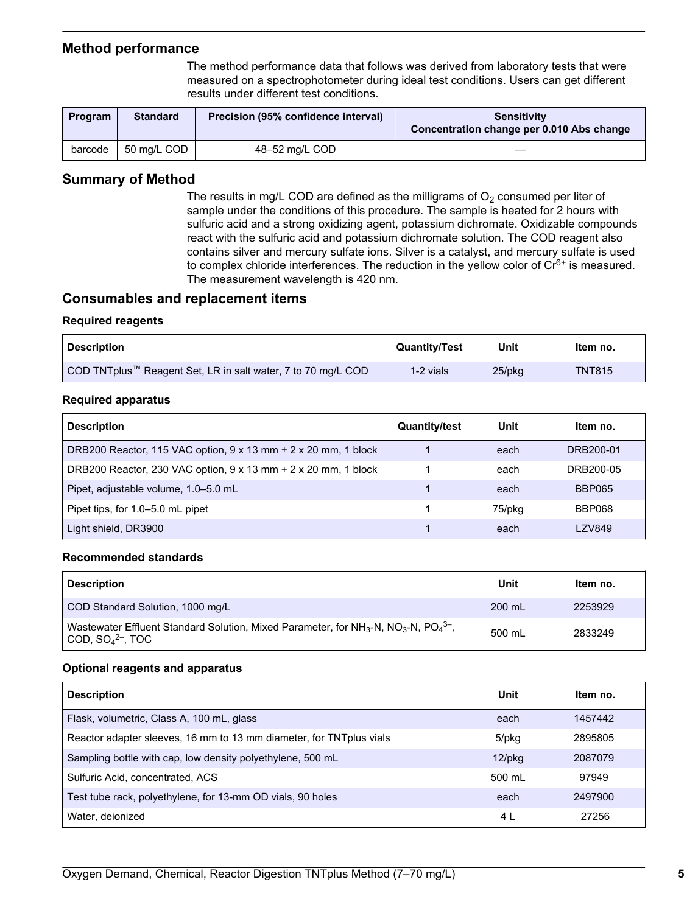## Method performance

The method performance data that follows was derived from laboratory tests that were measured on a spectrophotometer during ideal test conditions. Users can get different results under different test conditions.

| Program | Standard | Precision (95% confidence interval) | Sensitivity Concentration change per 0.010 Abs change |
|---|---|---|---|
| barcode | 50 mg/L COD | 48–52 mg/L COD | — |

## Summary of Method

The results in mg/L COD are defined as the milligrams of $O_2$ consumed per liter of sample under the conditions of this procedure. The sample is heated for 2 hours with sulfuric acid and a strong oxidizing agent, potassium dichromate. Oxidizable compounds react with the sulfuric acid and potassium dichromate solution. The COD reagent also contains silver and mercury sulfate ions. Silver is a catalyst, and mercury sulfate is used to complex chloride interferences. The reduction in the yellow color of $Cr^{6+}$ is measured. The measurement wavelength is 420 nm.

## Consumables and replacement items

### Required reagents

| Description | Quantity/Test | Unit | Item no. |
|---|---|---|---|
| COD TNTplus™ Reagent Set, LR in salt water, 7 to 70 mg/L COD | 1-2 vials | 25/pkg | TNT815 |

### Required apparatus

| Description | Quantity/test | Unit | Item no. |
|---|---|---|---|
| DRB200 Reactor, 115 VAC option, 9 x 13 mm + 2 x 20 mm, 1 block | 1 | each | DRB200-01 |
| DRB200 Reactor, 230 VAC option, 9 x 13 mm + 2 x 20 mm, 1 block | 1 | each | DRB200-05 |
| Pipet, adjustable volume, 1.0–5.0 mL | 1 | each | BBP065 |
| Pipet tips, for 1.0–5.0 mL pipet | 1 | 75/pkg | BBP068 |
| Light shield, DR3900 | 1 | each | LZV849 |

### Recommended standards

| Description | Unit | Item no. |
|---|---|---|
| COD Standard Solution, 1000 mg/L | 200 mL | 2253929 |
| Wastewater Effluent Standard Solution, Mixed Parameter, for $NH_3$-N, $NO_3$-N, $PO_4^{3-}$, COD, $SO_4^{2-}$, TOC | 500 mL | 2833249 |

### Optional reagents and apparatus

| Description | Unit | Item no. |
|---|---|---|
| Flask, volumetric, Class A, 100 mL, glass | each | 1457442 |
| Reactor adapter sleeves, 16 mm to 13 mm diameter, for TNTplus vials | 5/pkg | 2895805 |
| Sampling bottle with cap, low density polyethylene, 500 mL | 12/pkg | 2087079 |
| Sulfuric Acid, concentrated, ACS | 500 mL | 97949 |
| Test tube rack, polyethylene, for 13-mm OD vials, 90 holes | each | 2497900 |
| Water, deionized | 4 L | 27256 |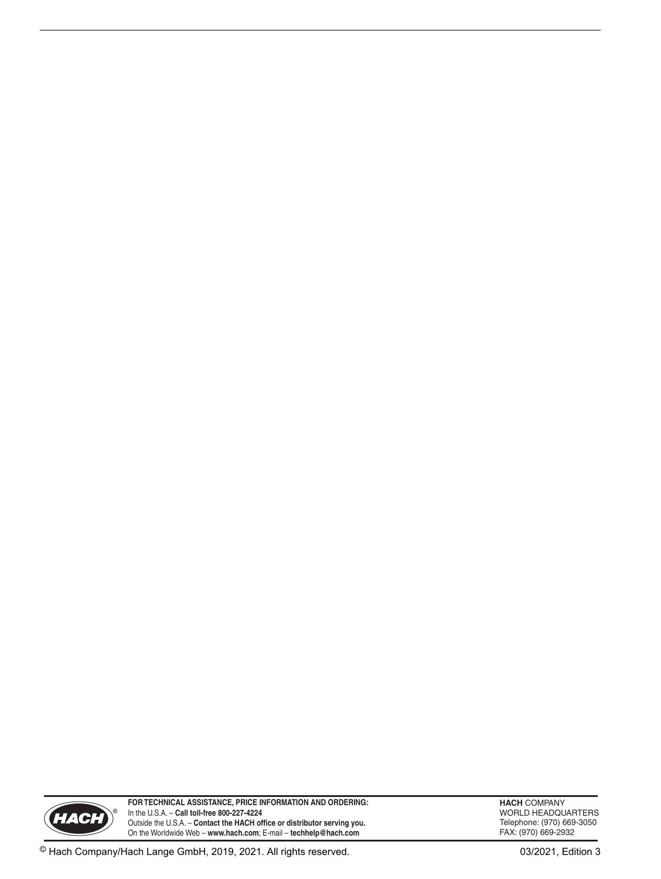**FOR TECHNICAL ASSISTANCE, PRICE INFORMATION AND ORDERING:**
In the U.S.A. – **Call toll-free 800-227-4224**
Outside the U.S.A. – **Contact the HACH office or distributor serving you.**
On the Worldwide Web – **www.hach.com**; E-mail – **techhelp@hach.com**

**HACH** COMPANY
WORLD HEADQUARTERS
Telephone: (970) 669-3050
FAX: (970) 669-2932

© Hach Company/Hach Lange GmbH, 2019, 2021. All rights reserved.

03/2021, Edition 3